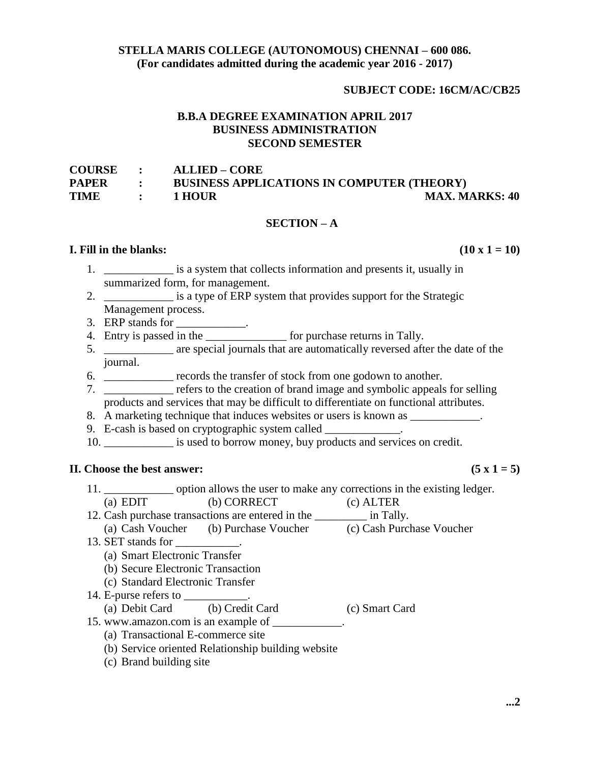**STELLA MARIS COLLEGE (AUTONOMOUS) CHENNAI – 600 086.**
**(For candidates admitted during the academic year 2016 - 2017)**

**SUBJECT CODE: 16CM/AC/CB25**

**B.B.A DEGREE EXAMINATION APRIL 2017**
**BUSINESS ADMINISTRATION**
**SECOND SEMESTER**

**COURSE : ALLIED – CORE**
**PAPER : BUSINESS APPLICATIONS IN COMPUTER (THEORY)**
**TIME : 1 HOUR MAX. MARKS: 40**

## SECTION – A

**I. Fill in the blanks: (10 x 1 = 10)**

1. ____________ is a system that collects information and presents it, usually in summarized form, for management.
2. ____________ is a type of ERP system that provides support for the Strategic Management process.
3. ERP stands for ____________.
4. Entry is passed in the ______________ for purchase returns in Tally.
5. ____________ are special journals that are automatically reversed after the date of the journal.
6. ____________ records the transfer of stock from one godown to another.
7. ____________ refers to the creation of brand image and symbolic appeals for selling products and services that may be difficult to differentiate on functional attributes.
8. A marketing technique that induces websites or users is known as ____________.
9. E-cash is based on cryptographic system called _____________.
10. ____________ is used to borrow money, buy products and services on credit.

**II. Choose the best answer: (5 x 1 = 5)**

11. ____________ option allows the user to make any corrections in the existing ledger.
    (a) EDIT (b) CORRECT (c) ALTER
12. Cash purchase transactions are entered in the _________ in Tally.
    (a) Cash Voucher (b) Purchase Voucher (c) Cash Purchase Voucher
13. SET stands for ___________.
    (a) Smart Electronic Transfer
    (b) Secure Electronic Transaction
    (c) Standard Electronic Transfer
14. E-purse refers to ___________.
    (a) Debit Card (b) Credit Card (c) Smart Card
15. www.amazon.com is an example of ____________.
    (a) Transactional E-commerce site
    (b) Service oriented Relationship building website
    (c) Brand building site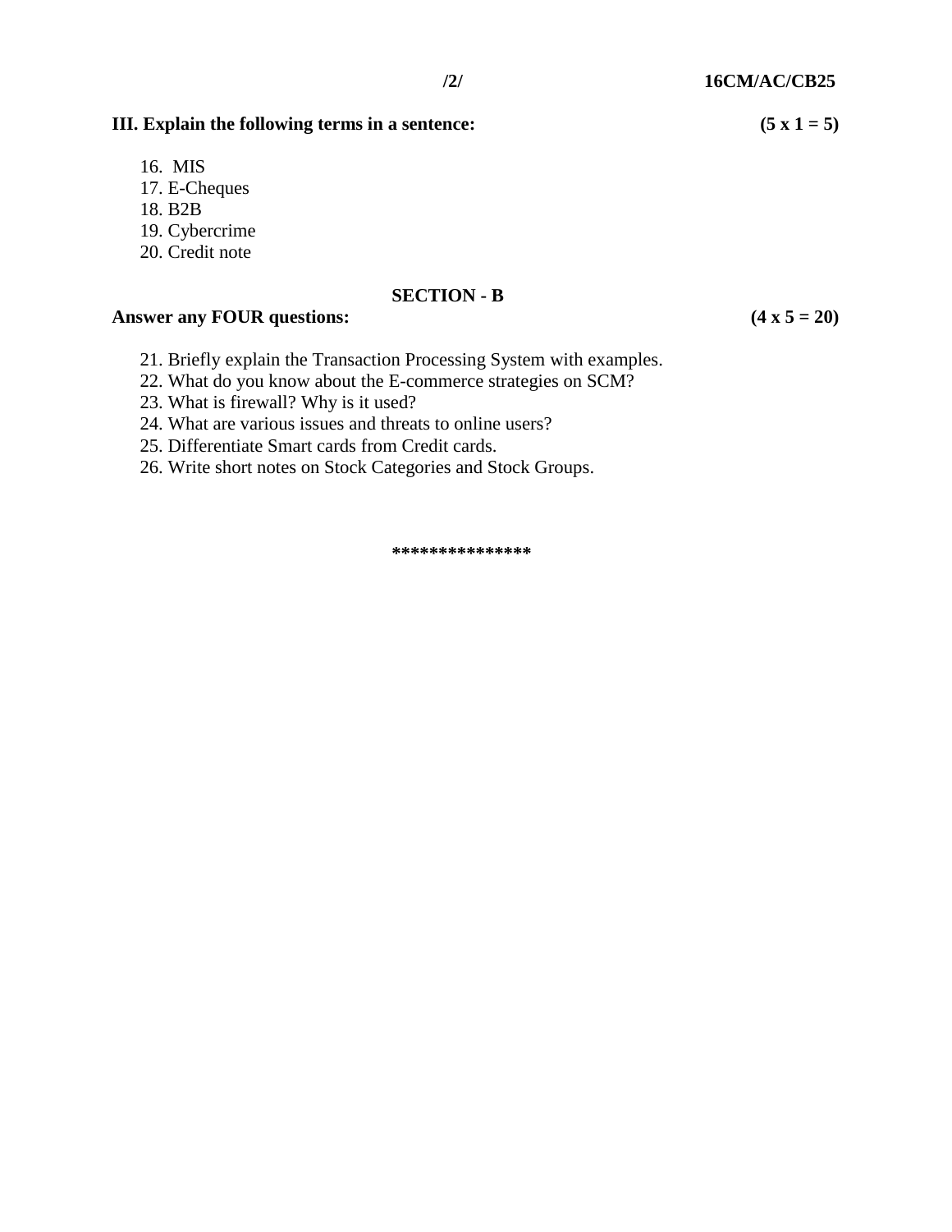**III. Explain the following terms in a sentence: (5 x 1 = 5)**

16. MIS
17. E-Cheques
18. B2B
19. Cybercrime
20. Credit note

## SECTION - B

**Answer any FOUR questions: (4 x 5 = 20)**

21. Briefly explain the Transaction Processing System with examples.
22. What do you know about the E-commerce strategies on SCM?
23. What is firewall? Why is it used?
24. What are various issues and threats to online users?
25. Differentiate Smart cards from Credit cards.
26. Write short notes on Stock Categories and Stock Groups.

***************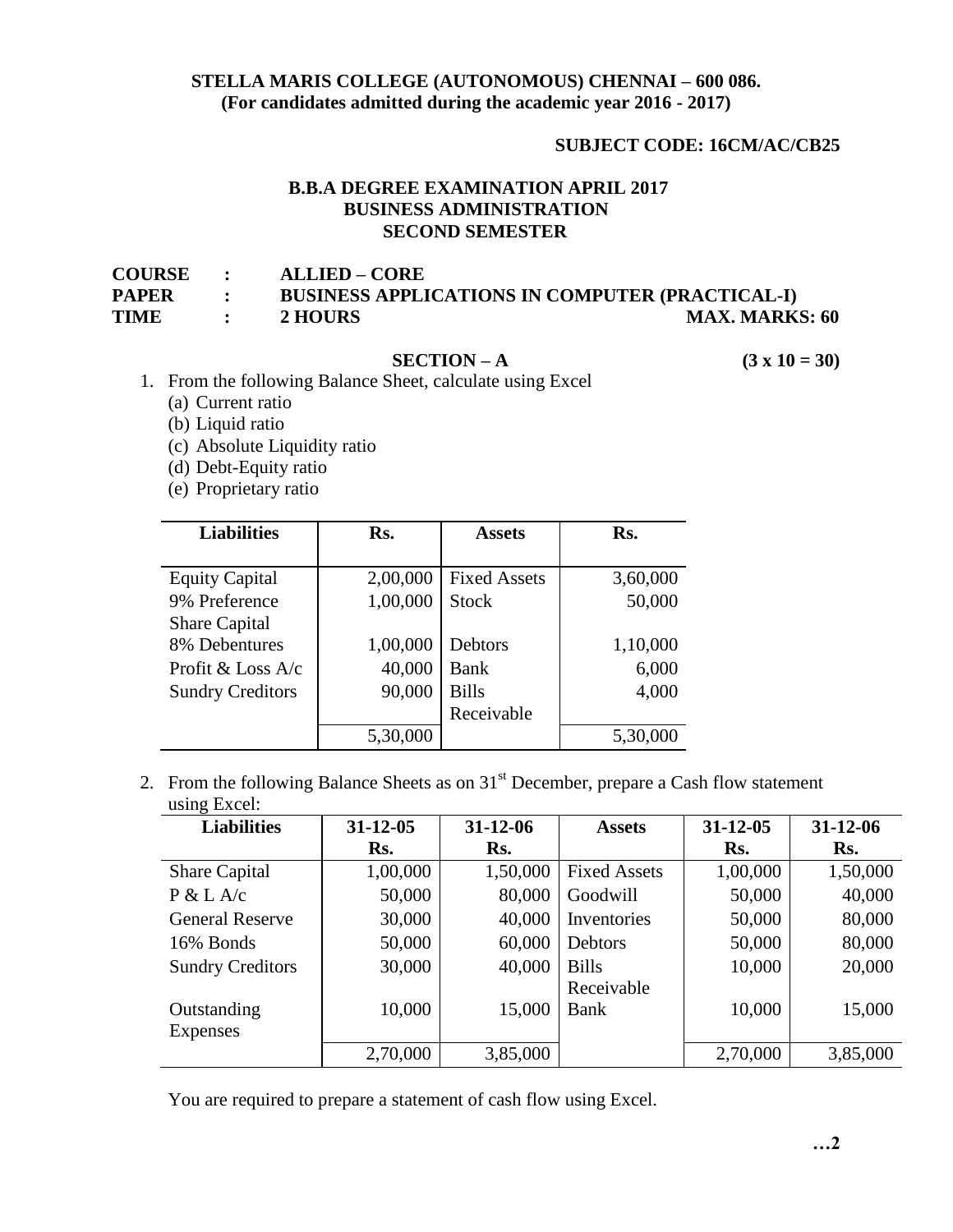**STELLA MARIS COLLEGE (AUTONOMOUS) CHENNAI – 600 086.**
**(For candidates admitted during the academic year 2016 - 2017)**

**SUBJECT CODE: 16CM/AC/CB25**

**B.B.A DEGREE EXAMINATION APRIL 2017**
**BUSINESS ADMINISTRATION**
**SECOND SEMESTER**

**COURSE : ALLIED – CORE**
**PAPER : BUSINESS APPLICATIONS IN COMPUTER (PRACTICAL-I)**
**TIME : 2 HOURS** **MAX. MARKS: 60**

## SECTION – A (3 x 10 = 30)

1. From the following Balance Sheet, calculate using Excel
   (a) Current ratio
   (b) Liquid ratio
   (c) Absolute Liquidity ratio
   (d) Debt-Equity ratio
   (e) Proprietary ratio

| Liabilities | Rs. | Assets | Rs. |
|---|---|---|---|
| Equity Capital | 2,00,000 | Fixed Assets | 3,60,000 |
| 9% Preference Share Capital | 1,00,000 | Stock | 50,000 |
| 8% Debentures | 1,00,000 | Debtors | 1,10,000 |
| Profit & Loss A/c | 40,000 | Bank | 6,000 |
| Sundry Creditors | 90,000 | Bills Receivable | 4,000 |
| | 5,30,000 | | 5,30,000 |

2. From the following Balance Sheets as on 31st December, prepare a Cash flow statement using Excel:

| Liabilities | 31-12-05 Rs. | 31-12-06 Rs. | Assets | 31-12-05 Rs. | 31-12-06 Rs. |
|---|---|---|---|---|---|
| Share Capital | 1,00,000 | 1,50,000 | Fixed Assets | 1,00,000 | 1,50,000 |
| P & L A/c | 50,000 | 80,000 | Goodwill | 50,000 | 40,000 |
| General Reserve | 30,000 | 40,000 | Inventories | 50,000 | 80,000 |
| 16% Bonds | 50,000 | 60,000 | Debtors | 50,000 | 80,000 |
| Sundry Creditors | 30,000 | 40,000 | Bills Receivable | 10,000 | 20,000 |
| Outstanding Expenses | 10,000 | 15,000 | Bank | 10,000 | 15,000 |
| | 2,70,000 | 3,85,000 | | 2,70,000 | 3,85,000 |

You are required to prepare a statement of cash flow using Excel.

…2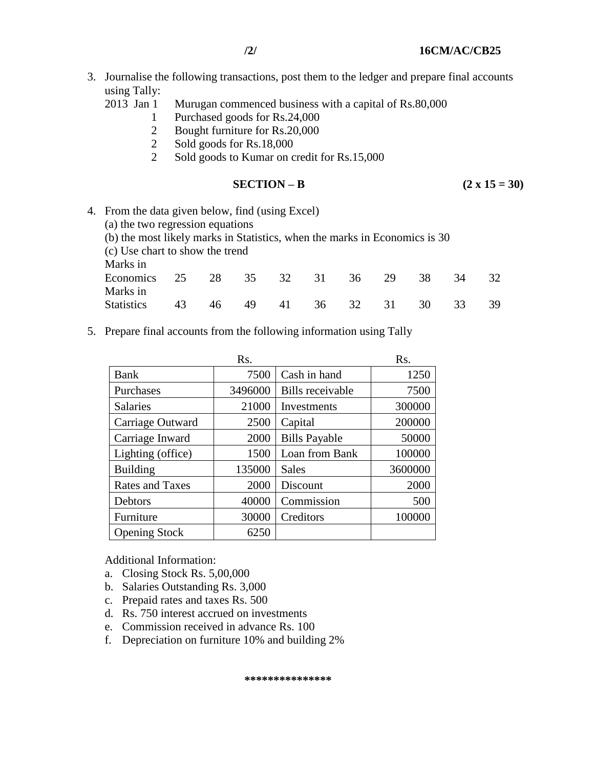3. Journalise the following transactions, post them to the ledger and prepare final accounts using Tally:

| | | |
|---|---|---|
| 2013 | Jan 1 | Murugan commenced business with a capital of Rs.80,000 |
| | 1 | Purchased goods for Rs.24,000 |
| | 2 | Bought furniture for Rs.20,000 |
| | 2 | Sold goods for Rs.18,000 |
| | 2 | Sold goods to Kumar on credit for Rs.15,000 |

## SECTION – B (2 x 15 = 30)

4. From the data given below, find (using Excel)
   (a) the two regression equations
   (b) the most likely marks in Statistics, when the marks in Economics is 30
   (c) Use chart to show the trend

| | | | | | | | | | | |
|---|---|---|---|---|---|---|---|---|---|---|
| Marks in Economics | 25 | 28 | 35 | 32 | 31 | 36 | 29 | 38 | 34 | 32 |
| Marks in Statistics | 43 | 46 | 49 | 41 | 36 | 32 | 31 | 30 | 33 | 39 |

5. Prepare final accounts from the following information using Tally

| | Rs. | | Rs. |
|---|---|---|---|
| Bank | 7500 | Cash in hand | 1250 |
| Purchases | 3496000 | Bills receivable | 7500 |
| Salaries | 21000 | Investments | 300000 |
| Carriage Outward | 2500 | Capital | 200000 |
| Carriage Inward | 2000 | Bills Payable | 50000 |
| Lighting (office) | 1500 | Loan from Bank | 100000 |
| Building | 135000 | Sales | 3600000 |
| Rates and Taxes | 2000 | Discount | 2000 |
| Debtors | 40000 | Commission | 500 |
| Furniture | 30000 | Creditors | 100000 |
| Opening Stock | 6250 | | |

Additional Information:

a. Closing Stock Rs. 5,00,000
b. Salaries Outstanding Rs. 3,000
c. Prepaid rates and taxes Rs. 500
d. Rs. 750 interest accrued on investments
e. Commission received in advance Rs. 100
f. Depreciation on furniture 10% and building 2%

***************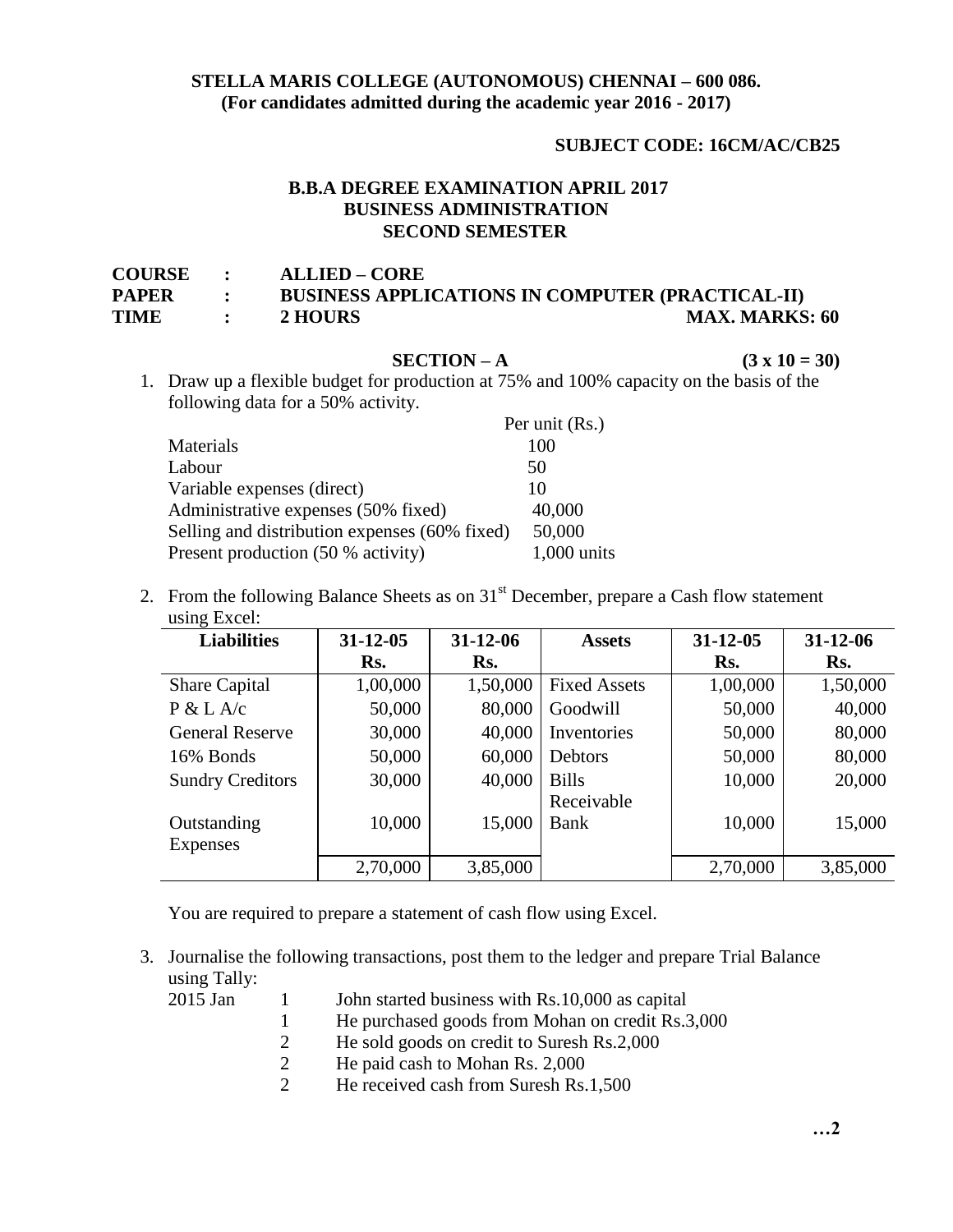**STELLA MARIS COLLEGE (AUTONOMOUS) CHENNAI – 600 086.**
**(For candidates admitted during the academic year 2016 - 2017)**

**SUBJECT CODE: 16CM/AC/CB25**

**B.B.A DEGREE EXAMINATION APRIL 2017**
**BUSINESS ADMINISTRATION**
**SECOND SEMESTER**

**COURSE : ALLIED – CORE**
**PAPER : BUSINESS APPLICATIONS IN COMPUTER (PRACTICAL-II)**
**TIME : 2 HOURS** **MAX. MARKS: 60**

## SECTION – A (3 x 10 = 30)

1. Draw up a flexible budget for production at 75% and 100% capacity on the basis of the following data for a 50% activity.

| | Per unit (Rs.) |
|---|---|
| Materials | 100 |
| Labour | 50 |
| Variable expenses (direct) | 10 |
| Administrative expenses (50% fixed) | 40,000 |
| Selling and distribution expenses (60% fixed) | 50,000 |
| Present production (50 % activity) | 1,000 units |

2. From the following Balance Sheets as on 31st December, prepare a Cash flow statement using Excel:

| Liabilities | 31-12-05 Rs. | 31-12-06 Rs. | Assets | 31-12-05 Rs. | 31-12-06 Rs. |
|---|---|---|---|---|---|
| Share Capital | 1,00,000 | 1,50,000 | Fixed Assets | 1,00,000 | 1,50,000 |
| P & L A/c | 50,000 | 80,000 | Goodwill | 50,000 | 40,000 |
| General Reserve | 30,000 | 40,000 | Inventories | 50,000 | 80,000 |
| 16% Bonds | 50,000 | 60,000 | Debtors | 50,000 | 80,000 |
| Sundry Creditors | 30,000 | 40,000 | Bills Receivable | 10,000 | 20,000 |
| Outstanding Expenses | 10,000 | 15,000 | Bank | 10,000 | 15,000 |
| | 2,70,000 | 3,85,000 | | 2,70,000 | 3,85,000 |

You are required to prepare a statement of cash flow using Excel.

3. Journalise the following transactions, post them to the ledger and prepare Trial Balance using Tally:

| | | |
|---|---|---|
| 2015 Jan | 1 | John started business with Rs.10,000 as capital |
| | 1 | He purchased goods from Mohan on credit Rs.3,000 |
| | 2 | He sold goods on credit to Suresh Rs.2,000 |
| | 2 | He paid cash to Mohan Rs. 2,000 |
| | 2 | He received cash from Suresh Rs.1,500 |

…2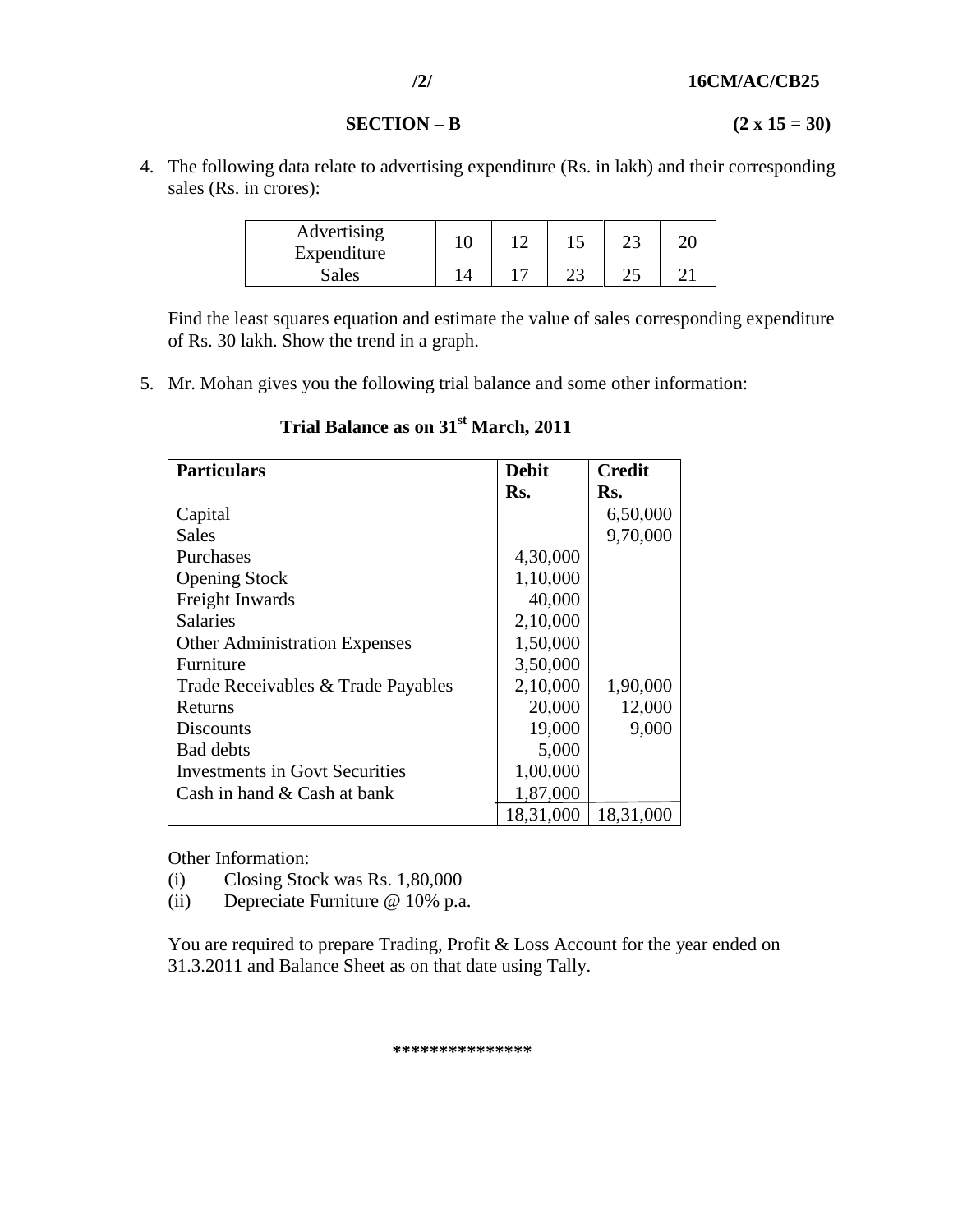## SECTION – B (2 x 15 = 30)

4. The following data relate to advertising expenditure (Rs. in lakh) and their corresponding sales (Rs. in crores):

| Advertising Expenditure | 10 | 12 | 15 | 23 | 20 |
|---|---|---|---|---|---|
| Sales | 14 | 17 | 23 | 25 | 21 |

Find the least squares equation and estimate the value of sales corresponding expenditure of Rs. 30 lakh. Show the trend in a graph.

5. Mr. Mohan gives you the following trial balance and some other information:

**Trial Balance as on 31st March, 2011**

| Particulars | Debit Rs. | Credit Rs. |
|---|---|---|
| Capital | | 6,50,000 |
| Sales | | 9,70,000 |
| Purchases | 4,30,000 | |
| Opening Stock | 1,10,000 | |
| Freight Inwards | 40,000 | |
| Salaries | 2,10,000 | |
| Other Administration Expenses | 1,50,000 | |
| Furniture | 3,50,000 | |
| Trade Receivables & Trade Payables | 2,10,000 | 1,90,000 |
| Returns | 20,000 | 12,000 |
| Discounts | 19,000 | 9,000 |
| Bad debts | 5,000 | |
| Investments in Govt Securities | 1,00,000 | |
| Cash in hand & Cash at bank | 1,87,000 | |
| | 18,31,000 | 18,31,000 |

Other Information:

(i) Closing Stock was Rs. 1,80,000

(ii) Depreciate Furniture @ 10% p.a.

You are required to prepare Trading, Profit & Loss Account for the year ended on 31.3.2011 and Balance Sheet as on that date using Tally.

***************